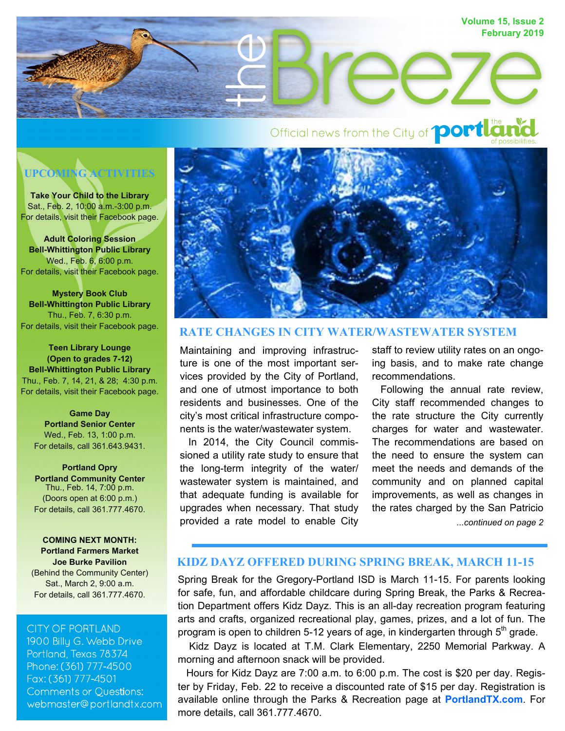# the Breeze

Volume 15, Issue 2
February 2019

Official news from the City of Portland — the land of possibilities.

## UPCOMING ACTIVITIES

**Take Your Child to the Library**
Sat., Feb. 2, 10:00 a.m.-3:00 p.m.
For details, visit their Facebook page.

**Adult Coloring Session**
**Bell-Whittington Public Library**
Wed., Feb. 6, 6:00 p.m.
For details, visit their Facebook page.

**Mystery Book Club**
**Bell-Whittington Public Library**
Thu., Feb. 7, 6:30 p.m.
For details, visit their Facebook page.

**Teen Library Lounge**
**(Open to grades 7-12)**
**Bell-Whittington Public Library**
Thu., Feb. 7, 14, 21, & 28; 4:30 p.m.
For details, visit their Facebook page.

**Game Day**
**Portland Senior Center**
Wed., Feb. 13, 1:00 p.m.
For details, call 361.643.9431.

**Portland Opry**
**Portland Community Center**
Thu., Feb. 14, 7:00 p.m.
(Doors open at 6:00 p.m.)
For details, call 361.777.4670.

**COMING NEXT MONTH:**
**Portland Farmers Market**
**Joe Burke Pavilion**
(Behind the Community Center)
Sat., March 2, 9:00 a.m.
For details, call 361.777.4670.

CITY OF PORTLAND
1900 Billy G. Webb Drive
Portland, Texas 78374
Phone: (361) 777-4500
Fax: (361) 777-4501
Comments or Questions:
webmaster@portlandtx.com

## RATE CHANGES IN CITY WATER/WASTEWATER SYSTEM

Maintaining and improving infrastructure is one of the most important services provided by the City of Portland, and one of utmost importance to both residents and businesses. One of the city's most critical infrastructure components is the water/wastewater system.

In 2014, the City Council commissioned a utility rate study to ensure that the long-term integrity of the water/wastewater system is maintained, and that adequate funding is available for upgrades when necessary. That study provided a rate model to enable City staff to review utility rates on an ongoing basis, and to make rate change recommendations.

Following the annual rate review, City staff recommended changes to the rate structure the City currently charges for water and wastewater. The recommendations are based on the need to ensure the system can meet the needs and demands of the community and on planned capital improvements, as well as changes in the rates charged by the San Patricio

*...continued on page 2*

## KIDZ DAYZ OFFERED DURING SPRING BREAK, MARCH 11-15

Spring Break for the Gregory-Portland ISD is March 11-15. For parents looking for safe, fun, and affordable childcare during Spring Break, the Parks & Recreation Department offers Kidz Dayz. This is an all-day recreation program featuring arts and crafts, organized recreational play, games, prizes, and a lot of fun. The program is open to children 5-12 years of age, in kindergarten through 5th grade.

Kidz Dayz is located at T.M. Clark Elementary, 2250 Memorial Parkway. A morning and afternoon snack will be provided.

Hours for Kidz Dayz are 7:00 a.m. to 6:00 p.m. The cost is $20 per day. Register by Friday, Feb. 22 to receive a discounted rate of $15 per day. Registration is available online through the Parks & Recreation page at **PortlandTX.com**. For more details, call 361.777.4670.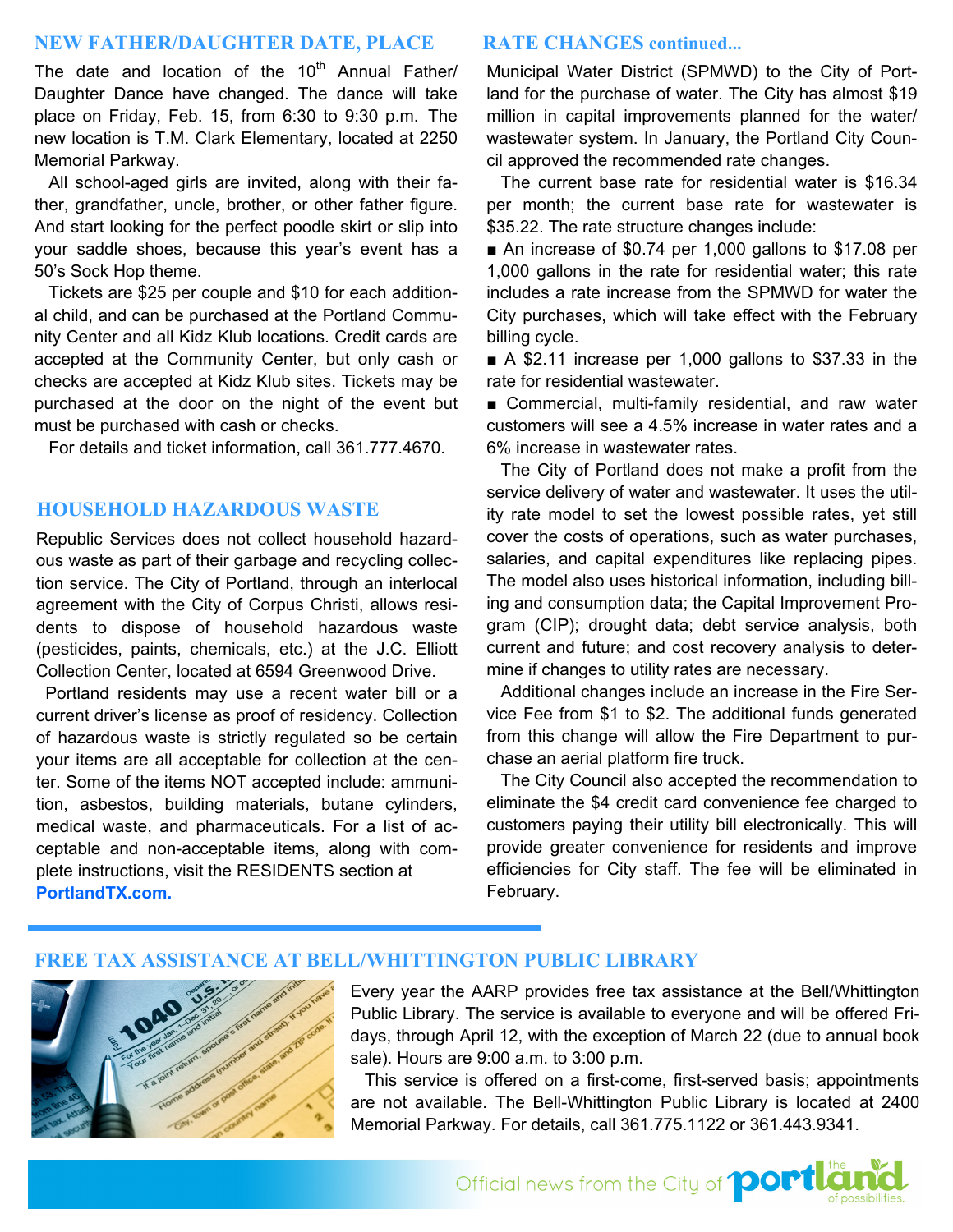## NEW FATHER/DAUGHTER DATE, PLACE

The date and location of the 10th Annual Father/Daughter Dance have changed. The dance will take place on Friday, Feb. 15, from 6:30 to 9:30 p.m. The new location is T.M. Clark Elementary, located at 2250 Memorial Parkway.

All school-aged girls are invited, along with their father, grandfather, uncle, brother, or other father figure. And start looking for the perfect poodle skirt or slip into your saddle shoes, because this year's event has a 50's Sock Hop theme.

Tickets are $25 per couple and $10 for each additional child, and can be purchased at the Portland Community Center and all Kidz Klub locations. Credit cards are accepted at the Community Center, but only cash or checks are accepted at Kidz Klub sites. Tickets may be purchased at the door on the night of the event but must be purchased with cash or checks.

For details and ticket information, call 361.777.4670.

## HOUSEHOLD HAZARDOUS WASTE

Republic Services does not collect household hazardous waste as part of their garbage and recycling collection service. The City of Portland, through an interlocal agreement with the City of Corpus Christi, allows residents to dispose of household hazardous waste (pesticides, paints, chemicals, etc.) at the J.C. Elliott Collection Center, located at 6594 Greenwood Drive.

Portland residents may use a recent water bill or a current driver's license as proof of residency. Collection of hazardous waste is strictly regulated so be certain your items are all acceptable for collection at the center. Some of the items NOT accepted include: ammunition, asbestos, building materials, butane cylinders, medical waste, and pharmaceuticals. For a list of acceptable and non-acceptable items, along with complete instructions, visit the RESIDENTS section at **PortlandTX.com.**

## RATE CHANGES continued...

Municipal Water District (SPMWD) to the City of Portland for the purchase of water. The City has almost $19 million in capital improvements planned for the water/wastewater system. In January, the Portland City Council approved the recommended rate changes.

The current base rate for residential water is $16.34 per month; the current base rate for wastewater is $35.22. The rate structure changes include:

- An increase of $0.74 per 1,000 gallons to $17.08 per 1,000 gallons in the rate for residential water; this rate includes a rate increase from the SPMWD for water the City purchases, which will take effect with the February billing cycle.
- A $2.11 increase per 1,000 gallons to $37.33 in the rate for residential wastewater.
- Commercial, multi-family residential, and raw water customers will see a 4.5% increase in water rates and a 6% increase in wastewater rates.

The City of Portland does not make a profit from the service delivery of water and wastewater. It uses the utility rate model to set the lowest possible rates, yet still cover the costs of operations, such as water purchases, salaries, and capital expenditures like replacing pipes. The model also uses historical information, including billing and consumption data; the Capital Improvement Program (CIP); drought data; debt service analysis, both current and future; and cost recovery analysis to determine if changes to utility rates are necessary.

Additional changes include an increase in the Fire Service Fee from $1 to $2. The additional funds generated from this change will allow the Fire Department to purchase an aerial platform fire truck.

The City Council also accepted the recommendation to eliminate the $4 credit card convenience fee charged to customers paying their utility bill electronically. This will provide greater convenience for residents and improve efficiencies for City staff. The fee will be eliminated in February.

## FREE TAX ASSISTANCE AT BELL/WHITTINGTON PUBLIC LIBRARY

Every year the AARP provides free tax assistance at the Bell/Whittington Public Library. The service is available to everyone and will be offered Fridays, through April 12, with the exception of March 22 (due to annual book sale). Hours are 9:00 a.m. to 3:00 p.m.

This service is offered on a first-come, first-served basis; appointments are not available. The Bell-Whittington Public Library is located at 2400 Memorial Parkway. For details, call 361.775.1122 or 361.443.9341.

Official news from the City of Portland